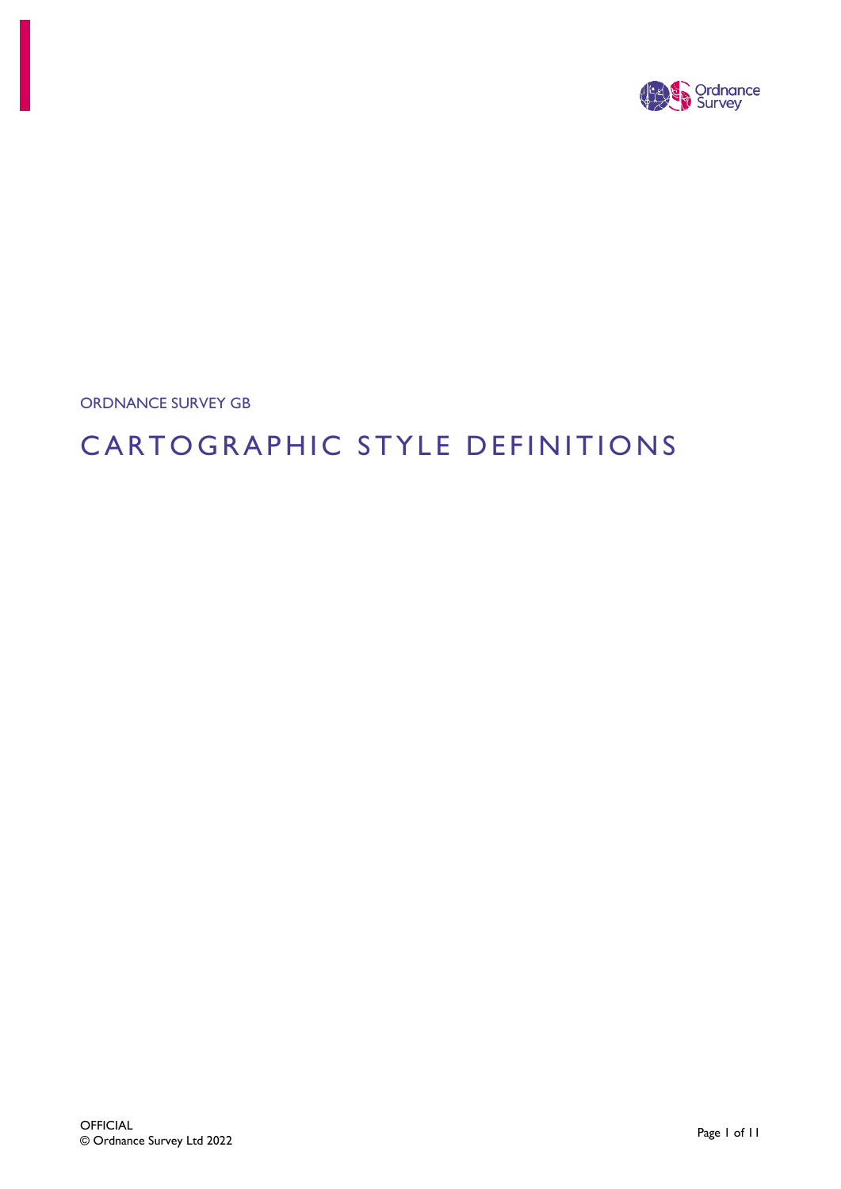ORDNANCE SURVEY GB

# CARTOGRAPHIC STYLE DEFINITIONS

OFFICIAL

© Ordnance Survey Ltd 2022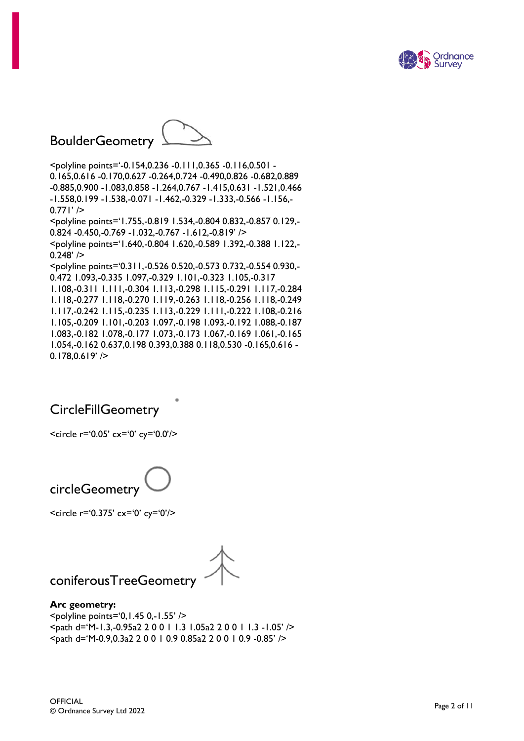## BoulderGeometry

<polyline points='-0.154,0.236 -0.111,0.365 -0.116,0.501 -0.165,0.616 -0.170,0.627 -0.264,0.724 -0.490,0.826 -0.682,0.889 -0.885,0.900 -1.083,0.858 -1.264,0.767 -1.415,0.631 -1.521,0.466 -1.558,0.199 -1.538,-0.071 -1.462,-0.329 -1.333,-0.566 -1.156,-0.771' />
<polyline points='1.755,-0.819 1.534,-0.804 0.832,-0.857 0.129,-0.824 -0.450,-0.769 -1.032,-0.767 -1.612,-0.819' />
<polyline points='1.640,-0.804 1.620,-0.589 1.392,-0.388 1.122,-0.248' />
<polyline points='0.311,-0.526 0.520,-0.573 0.732,-0.554 0.930,-0.472 1.093,-0.335 1.097,-0.329 1.101,-0.323 1.105,-0.317 1.108,-0.311 1.111,-0.304 1.113,-0.298 1.115,-0.291 1.117,-0.284 1.118,-0.277 1.118,-0.270 1.119,-0.263 1.118,-0.256 1.118,-0.249 1.117,-0.242 1.115,-0.235 1.113,-0.229 1.111,-0.222 1.108,-0.216 1.105,-0.209 1.101,-0.203 1.097,-0.198 1.093,-0.192 1.088,-0.187 1.083,-0.182 1.078,-0.177 1.073,-0.173 1.067,-0.169 1.061,-0.165 1.054,-0.162 0.637,0.198 0.393,0.388 0.118,0.530 -0.165,0.616 -0.178,0.619' />

## CircleFillGeometry

<circle r='0.05' cx='0' cy='0.0'/>

## circleGeometry

<circle r='0.375' cx='0' cy='0'/>

## coniferousTreeGeometry

**Arc geometry:**
<polyline points='0,1.45 0,-1.55' />
<path d='M-1.3,-0.95a2 2 0 0 1 1.3 1.05a2 2 0 0 1 1.3 -1.05' />
<path d='M-0.9,0.3a2 2 0 0 1 0.9 0.85a2 2 0 0 1 0.9 -0.85' />

OFFICIAL
© Ordnance Survey Ltd 2022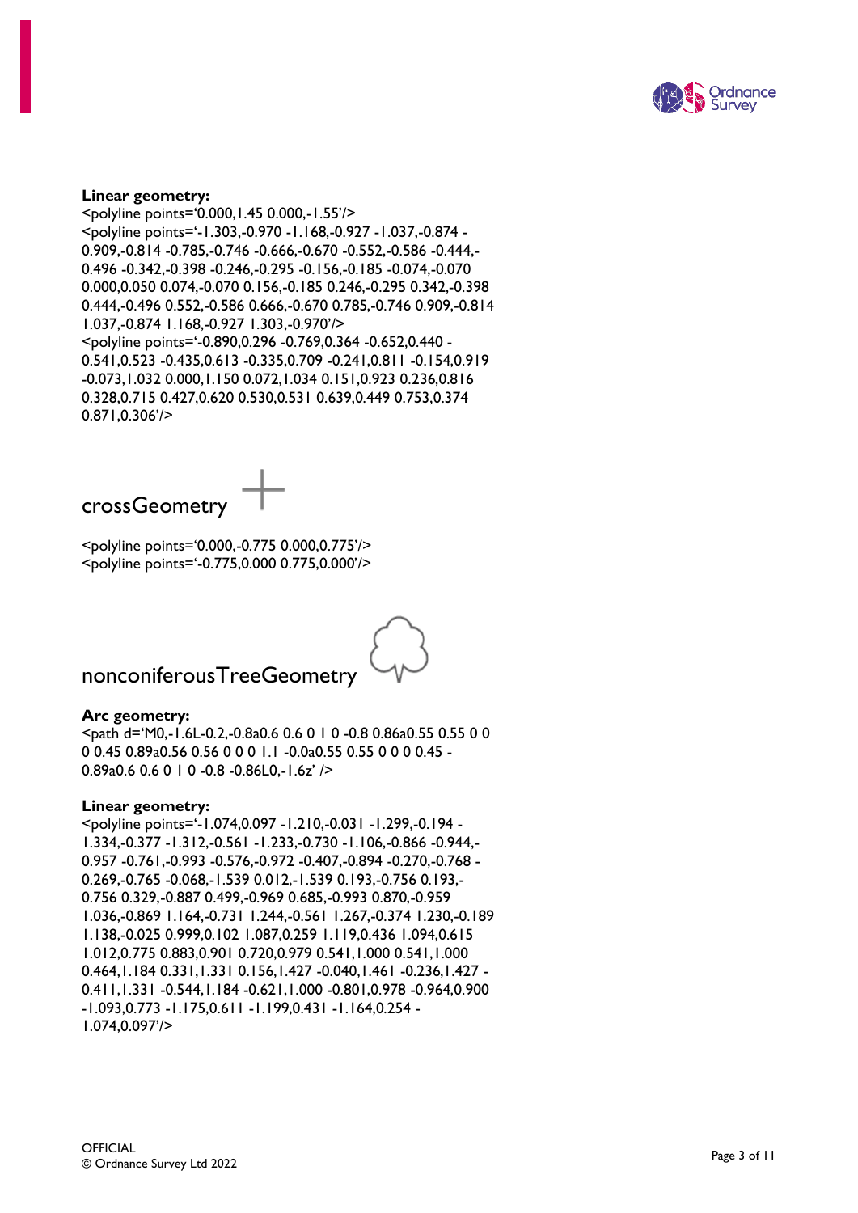**Linear geometry:**

<polyline points='0.000,1.45 0.000,-1.55'/>
<polyline points='-1.303,-0.970 -1.168,-0.927 -1.037,-0.874 -0.909,-0.814 -0.785,-0.746 -0.666,-0.670 -0.552,-0.586 -0.444,-0.496 -0.342,-0.398 -0.246,-0.295 -0.156,-0.185 -0.074,-0.070 0.000,0.050 0.074,-0.070 0.156,-0.185 0.246,-0.295 0.342,-0.398 0.444,-0.496 0.552,-0.586 0.666,-0.670 0.785,-0.746 0.909,-0.814 1.037,-0.874 1.168,-0.927 1.303,-0.970'/>
<polyline points='-0.890,0.296 -0.769,0.364 -0.652,0.440 -0.541,0.523 -0.435,0.613 -0.335,0.709 -0.241,0.811 -0.154,0.919 -0.073,1.032 0.000,1.150 0.072,1.034 0.151,0.923 0.236,0.816 0.328,0.715 0.427,0.620 0.530,0.531 0.639,0.449 0.753,0.374 0.871,0.306'/>

## crossGeometry

<polyline points='0.000,-0.775 0.000,0.775'/>
<polyline points='-0.775,0.000 0.775,0.000'/>

## nonconiferousTreeGeometry

**Arc geometry:**

<path d='M0,-1.6L-0.2,-0.8a0.6 0.6 0 1 0 -0.8 0.86a0.55 0.55 0 0 0 0.45 0.89a0.56 0.56 0 0 0 1.1 -0.0a0.55 0.55 0 0 0 0.45 -0.89a0.6 0.6 0 1 0 -0.8 -0.86L0,-1.6z' />

**Linear geometry:**

<polyline points='-1.074,0.097 -1.210,-0.031 -1.299,-0.194 -1.334,-0.377 -1.312,-0.561 -1.233,-0.730 -1.106,-0.866 -0.944,-0.957 -0.761,-0.993 -0.576,-0.972 -0.407,-0.894 -0.270,-0.768 -0.269,-0.765 -0.068,-1.539 0.012,-1.539 0.193,-0.756 0.193,-0.756 0.329,-0.887 0.499,-0.969 0.685,-0.993 0.870,-0.959 1.036,-0.869 1.164,-0.731 1.244,-0.561 1.267,-0.374 1.230,-0.189 1.138,-0.025 0.999,0.102 1.087,0.259 1.119,0.436 1.094,0.615 1.012,0.775 0.883,0.901 0.720,0.979 0.541,1.000 0.541,1.000 0.464,1.184 0.331,1.331 0.156,1.427 -0.040,1.461 -0.236,1.427 -0.411,1.331 -0.544,1.184 -0.621,1.000 -0.801,0.978 -0.964,0.900 -1.093,0.773 -1.175,0.611 -1.199,0.431 -1.164,0.254 -1.074,0.097'/>

OFFICIAL
© Ordnance Survey Ltd 2022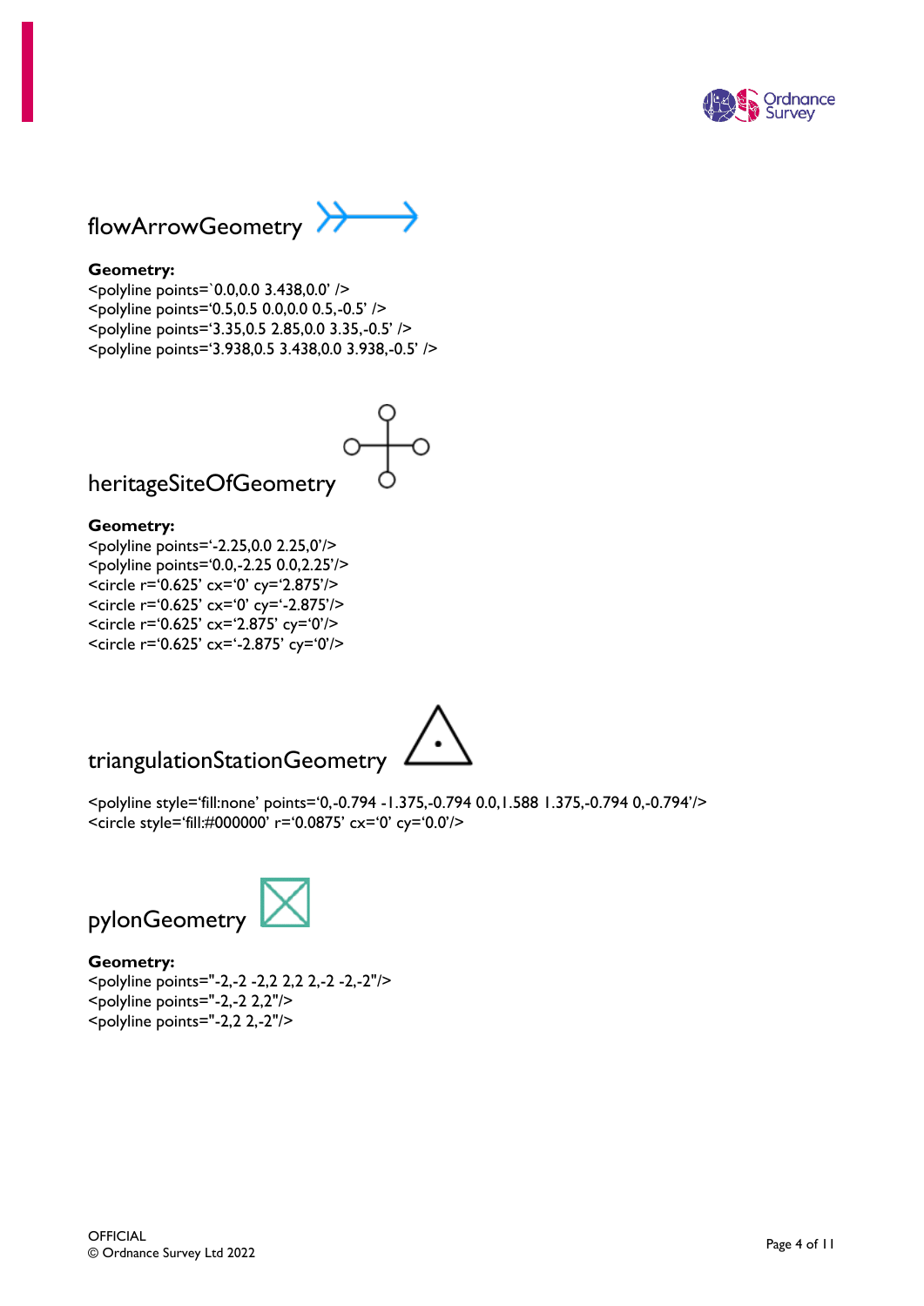## flowArrowGeometry

**Geometry:**
<polyline points=`0.0,0.0 3.438,0.0' />
<polyline points='0.5,0.5 0.0,0.0 0.5,-0.5' />
<polyline points='3.35,0.5 2.85,0.0 3.35,-0.5' />
<polyline points='3.938,0.5 3.438,0.0 3.938,-0.5' />

## heritageSiteOfGeometry

**Geometry:**
<polyline points='-2.25,0.0 2.25,0'/>
<polyline points='0.0,-2.25 0.0,2.25'/>
<circle r='0.625' cx='0' cy='2.875'/>
<circle r='0.625' cx='0' cy='-2.875'/>
<circle r='0.625' cx='2.875' cy='0'/>
<circle r='0.625' cx='-2.875' cy='0'/>

## triangulationStationGeometry

<polyline style='fill:none' points='0,-0.794 -1.375,-0.794 0.0,1.588 1.375,-0.794 0,-0.794'/>
<circle style='fill:#000000' r='0.0875' cx='0' cy='0.0'/>

## pylonGeometry

**Geometry:**
<polyline points="-2,-2 -2,2 2,2 2,-2 -2,-2"/>
<polyline points="-2,-2 2,2"/>
<polyline points="-2,2 2,-2"/>

OFFICIAL
© Ordnance Survey Ltd 2022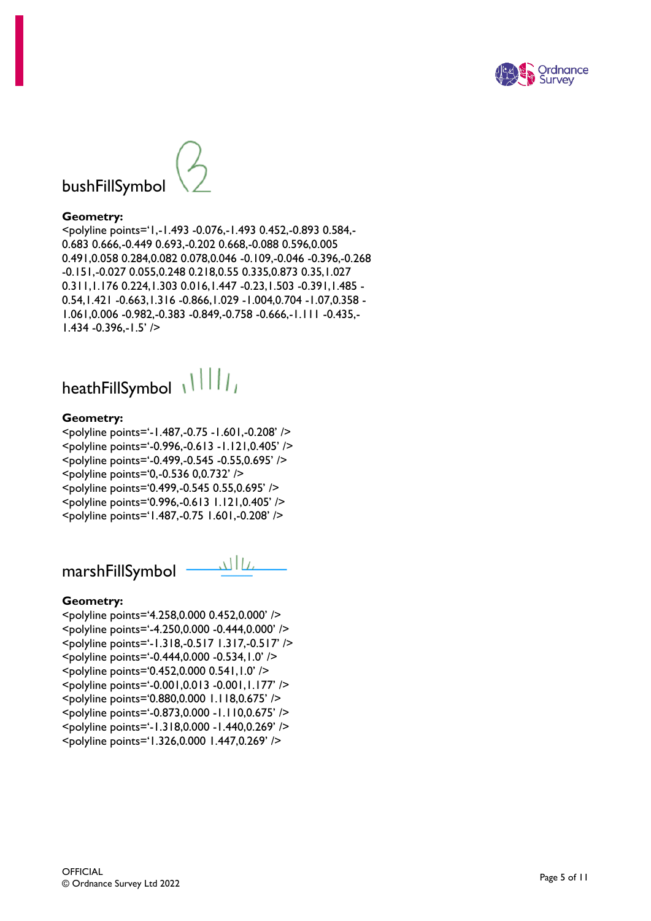## bushFillSymbol

**Geometry:**

<polyline points='1,-1.493 -0.076,-1.493 0.452,-0.893 0.584,-0.683 0.666,-0.449 0.693,-0.202 0.668,-0.088 0.596,0.005 0.491,0.058 0.284,0.082 0.078,0.046 -0.109,-0.046 -0.396,-0.268 -0.151,-0.027 0.055,0.248 0.218,0.55 0.335,0.873 0.35,1.027 0.311,1.176 0.224,1.303 0.016,1.447 -0.23,1.503 -0.391,1.485 -0.54,1.421 -0.663,1.316 -0.866,1.029 -1.004,0.704 -1.07,0.358 -1.061,0.006 -0.982,-0.383 -0.849,-0.758 -0.666,-1.111 -0.435,-1.434 -0.396,-1.5' />

## heathFillSymbol

**Geometry:**

<polyline points='-1.487,-0.75 -1.601,-0.208' />
<polyline points='-0.996,-0.613 -1.121,0.405' />
<polyline points='-0.499,-0.545 -0.55,0.695' />
<polyline points='0,-0.536 0,0.732' />
<polyline points='0.499,-0.545 0.55,0.695' />
<polyline points='0.996,-0.613 1.121,0.405' />
<polyline points='1.487,-0.75 1.601,-0.208' />

## marshFillSymbol

**Geometry:**

<polyline points='4.258,0.000 0.452,0.000' />
<polyline points='-4.250,0.000 -0.444,0.000' />
<polyline points='-1.318,-0.517 1.317,-0.517' />
<polyline points='-0.444,0.000 -0.534,1.0' />
<polyline points='0.452,0.000 0.541,1.0' />
<polyline points='-0.001,0.013 -0.001,1.177' />
<polyline points='0.880,0.000 1.118,0.675' />
<polyline points='-0.873,0.000 -1.110,0.675' />
<polyline points='-1.318,0.000 -1.440,0.269' />
<polyline points='1.326,0.000 1.447,0.269' />

OFFICIAL
© Ordnance Survey Ltd 2022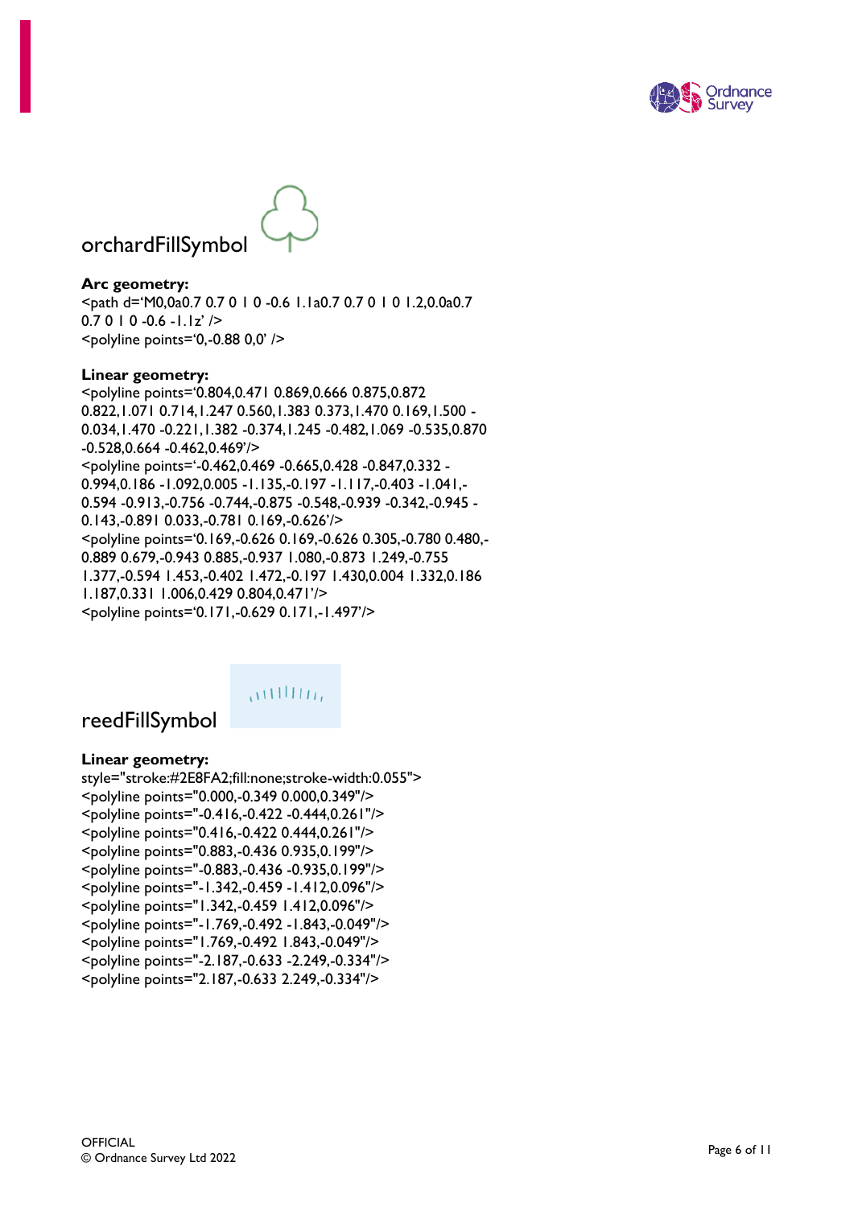## orchardFillSymbol

**Arc geometry:**

<path d='M0,0a0.7 0.7 0 1 0 -0.6 1.1a0.7 0.7 0 1 0 1.2,0.0a0.7 0.7 0 1 0 -0.6 -1.1z' />
<polyline points='0,-0.88 0,0' />

**Linear geometry:**

<polyline points='0.804,0.471 0.869,0.666 0.875,0.872 0.822,1.071 0.714,1.247 0.560,1.383 0.373,1.470 0.169,1.500 -0.034,1.470 -0.221,1.382 -0.374,1.245 -0.482,1.069 -0.535,0.870 -0.528,0.664 -0.462,0.469'/>
<polyline points='-0.462,0.469 -0.665,0.428 -0.847,0.332 -0.994,0.186 -1.092,0.005 -1.135,-0.197 -1.117,-0.403 -1.041,-0.594 -0.913,-0.756 -0.744,-0.875 -0.548,-0.939 -0.342,-0.945 -0.143,-0.891 0.033,-0.781 0.169,-0.626'/>
<polyline points='0.169,-0.626 0.169,-0.626 0.305,-0.780 0.480,-0.889 0.679,-0.943 0.885,-0.937 1.080,-0.873 1.249,-0.755 1.377,-0.594 1.453,-0.402 1.472,-0.197 1.430,0.004 1.332,0.186 1.187,0.331 1.006,0.429 0.804,0.471'/>
<polyline points='0.171,-0.629 0.171,-1.497'/>

## reedFillSymbol

**Linear geometry:**

style="stroke:#2E8FA2;fill:none;stroke-width:0.055">
<polyline points="0.000,-0.349 0.000,0.349"/>
<polyline points="-0.416,-0.422 -0.444,0.261"/>
<polyline points="0.416,-0.422 0.444,0.261"/>
<polyline points="0.883,-0.436 0.935,0.199"/>
<polyline points="-0.883,-0.436 -0.935,0.199"/>
<polyline points="-1.342,-0.459 -1.412,0.096"/>
<polyline points="1.342,-0.459 1.412,0.096"/>
<polyline points="-1.769,-0.492 -1.843,-0.049"/>
<polyline points="1.769,-0.492 1.843,-0.049"/>
<polyline points="-2.187,-0.633 -2.249,-0.334"/>
<polyline points="2.187,-0.633 2.249,-0.334"/>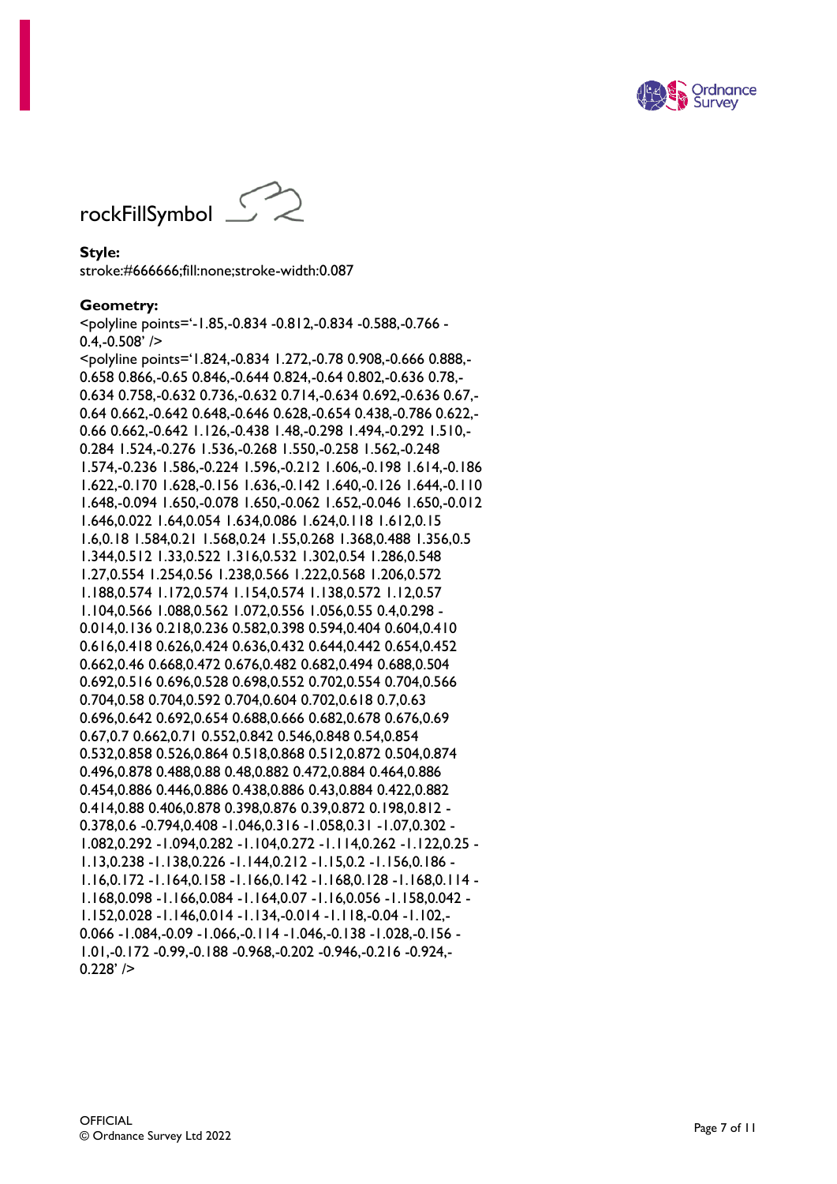## rockFillSymbol

**Style:**

stroke:#666666;fill:none;stroke-width:0.087

**Geometry:**

<polyline points='-1.85,-0.834 -0.812,-0.834 -0.588,-0.766 -0.4,-0.508' />

<polyline points='1.824,-0.834 1.272,-0.78 0.908,-0.666 0.888,-0.658 0.866,-0.65 0.846,-0.644 0.824,-0.64 0.802,-0.636 0.78,-0.634 0.758,-0.632 0.736,-0.632 0.714,-0.634 0.692,-0.636 0.67,-0.64 0.662,-0.642 0.648,-0.646 0.628,-0.654 0.438,-0.786 0.622,-0.66 0.662,-0.642 1.126,-0.438 1.48,-0.298 1.494,-0.292 1.510,-0.284 1.524,-0.276 1.536,-0.268 1.550,-0.258 1.562,-0.248 1.574,-0.236 1.586,-0.224 1.596,-0.212 1.606,-0.198 1.614,-0.186 1.622,-0.170 1.628,-0.156 1.636,-0.142 1.640,-0.126 1.644,-0.110 1.648,-0.094 1.650,-0.078 1.650,-0.062 1.652,-0.046 1.650,-0.012 1.646,0.022 1.64,0.054 1.634,0.086 1.624,0.118 1.612,0.15 1.6,0.18 1.584,0.21 1.568,0.24 1.55,0.268 1.368,0.488 1.356,0.5 1.344,0.512 1.33,0.522 1.316,0.532 1.302,0.54 1.286,0.548 1.27,0.554 1.254,0.56 1.238,0.566 1.222,0.568 1.206,0.572 1.188,0.574 1.172,0.574 1.154,0.574 1.138,0.572 1.12,0.57 1.104,0.566 1.088,0.562 1.072,0.556 1.056,0.55 0.4,0.298 -0.014,0.136 0.218,0.236 0.582,0.398 0.594,0.404 0.604,0.410 0.616,0.418 0.626,0.424 0.636,0.432 0.644,0.442 0.654,0.452 0.662,0.46 0.668,0.472 0.676,0.482 0.682,0.494 0.688,0.504 0.692,0.516 0.696,0.528 0.698,0.552 0.702,0.554 0.704,0.566 0.704,0.58 0.704,0.592 0.704,0.604 0.702,0.618 0.7,0.63 0.696,0.642 0.692,0.654 0.688,0.666 0.682,0.678 0.676,0.69 0.67,0.7 0.662,0.71 0.552,0.842 0.546,0.848 0.54,0.854 0.532,0.858 0.526,0.864 0.518,0.868 0.512,0.872 0.504,0.874 0.496,0.878 0.488,0.88 0.48,0.882 0.472,0.884 0.464,0.886 0.454,0.886 0.446,0.886 0.438,0.886 0.43,0.884 0.422,0.882 0.414,0.88 0.406,0.878 0.398,0.876 0.39,0.872 0.198,0.812 -0.378,0.6 -0.794,0.408 -1.046,0.316 -1.058,0.31 -1.07,0.302 -1.082,0.292 -1.094,0.282 -1.104,0.272 -1.114,0.262 -1.122,0.25 -1.13,0.238 -1.138,0.226 -1.144,0.212 -1.15,0.2 -1.156,0.186 -1.16,0.172 -1.164,0.158 -1.166,0.142 -1.168,0.128 -1.168,0.114 -1.168,0.098 -1.166,0.084 -1.164,0.07 -1.16,0.056 -1.158,0.042 -1.152,0.028 -1.146,0.014 -1.134,-0.014 -1.118,-0.04 -1.102,-0.066 -1.084,-0.09 -1.066,-0.114 -1.046,-0.138 -1.028,-0.156 -1.01,-0.172 -0.99,-0.188 -0.968,-0.202 -0.946,-0.216 -0.924,-0.228' />

OFFICIAL
© Ordnance Survey Ltd 2022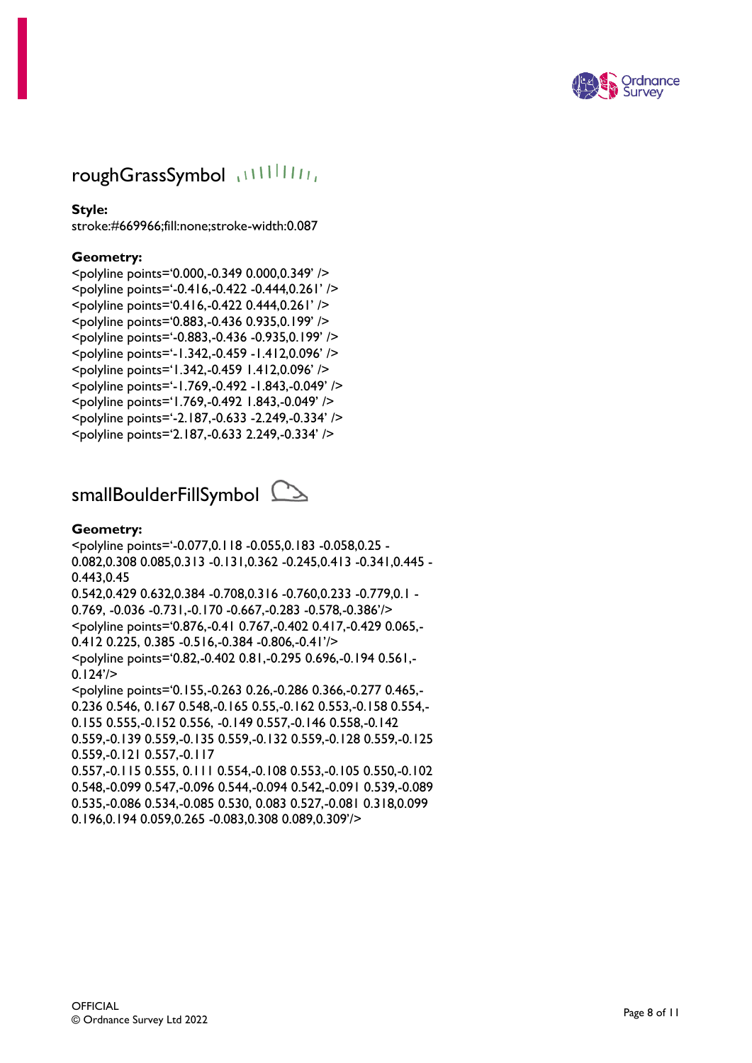## roughGrassSymbol

**Style:**
stroke:#669966;fill:none;stroke-width:0.087

**Geometry:**
<polyline points='0.000,-0.349 0.000,0.349' />
<polyline points='-0.416,-0.422 -0.444,0.261' />
<polyline points='0.416,-0.422 0.444,0.261' />
<polyline points='0.883,-0.436 0.935,0.199' />
<polyline points='-0.883,-0.436 -0.935,0.199' />
<polyline points='-1.342,-0.459 -1.412,0.096' />
<polyline points='1.342,-0.459 1.412,0.096' />
<polyline points='-1.769,-0.492 -1.843,-0.049' />
<polyline points='1.769,-0.492 1.843,-0.049' />
<polyline points='-2.187,-0.633 -2.249,-0.334' />
<polyline points='2.187,-0.633 2.249,-0.334' />

## smallBoulderFillSymbol

**Geometry:**
<polyline points='-0.077,0.118 -0.055,0.183 -0.058,0.25 -0.082,0.308 0.085,0.313 -0.131,0.362 -0.245,0.413 -0.341,0.445 -0.443,0.45
0.542,0.429 0.632,0.384 -0.708,0.316 -0.760,0.233 -0.779,0.1 -0.769, -0.036 -0.731,-0.170 -0.667,-0.283 -0.578,-0.386'/>
<polyline points='0.876,-0.41 0.767,-0.402 0.417,-0.429 0.065,-0.412 0.225, 0.385 -0.516,-0.384 -0.806,-0.41'/>
<polyline points='0.82,-0.402 0.81,-0.295 0.696,-0.194 0.561,-0.124'/>
<polyline points='0.155,-0.263 0.26,-0.286 0.366,-0.277 0.465,-0.236 0.546, 0.167 0.548,-0.165 0.55,-0.162 0.553,-0.158 0.554,-0.155 0.555,-0.152 0.556, -0.149 0.557,-0.146 0.558,-0.142
0.559,-0.139 0.559,-0.135 0.559,-0.132 0.559,-0.128 0.559,-0.125
0.559,-0.121 0.557,-0.117
0.557,-0.115 0.555, 0.111 0.554,-0.108 0.553,-0.105 0.550,-0.102
0.548,-0.099 0.547,-0.096 0.544,-0.094 0.542,-0.091 0.539,-0.089
0.535,-0.086 0.534,-0.085 0.530, 0.083 0.527,-0.081 0.318,0.099
0.196,0.194 0.059,0.265 -0.083,0.308 0.089,0.309'/>

OFFICIAL
© Ordnance Survey Ltd 2022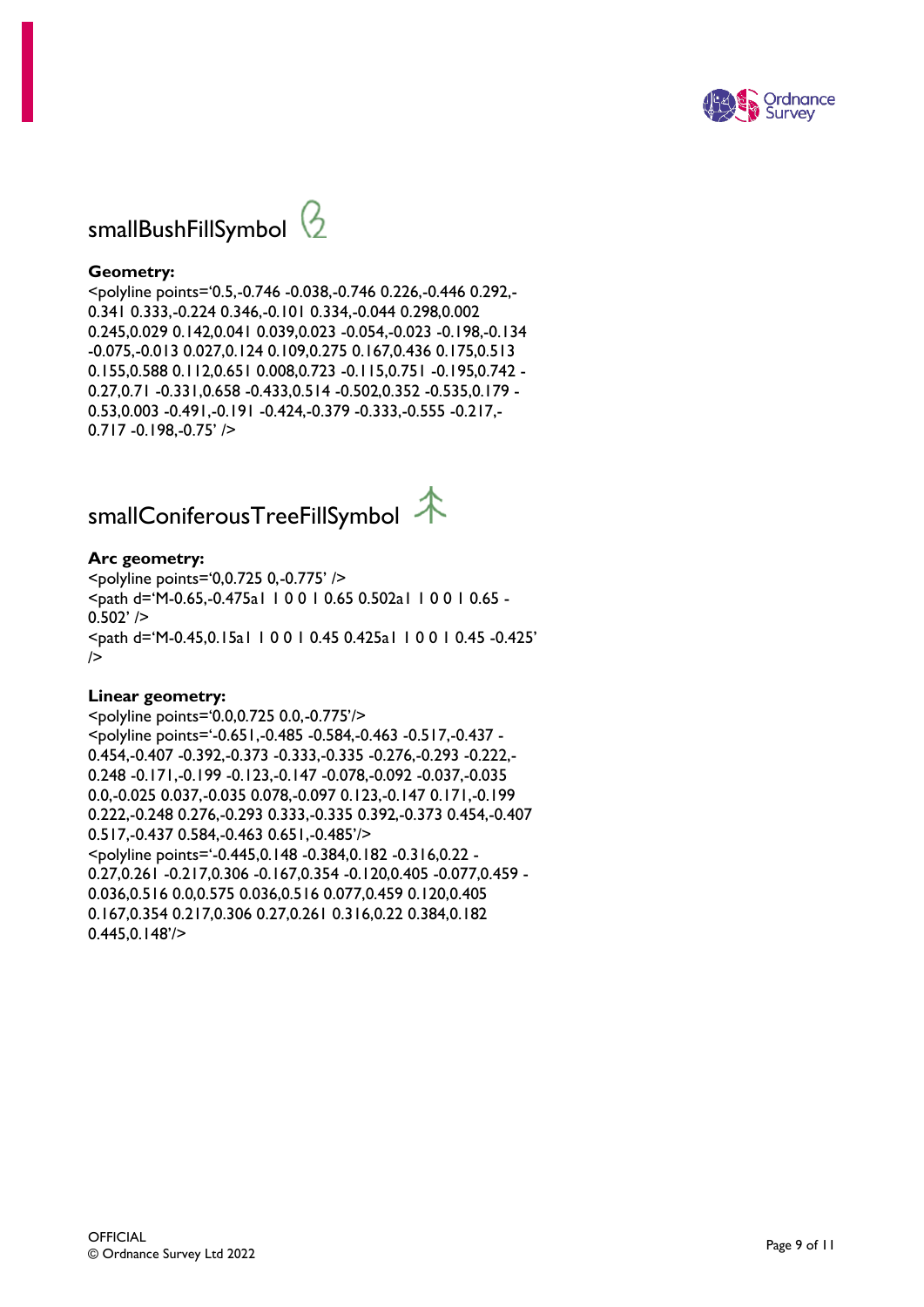## smallBushFillSymbol

**Geometry:**

<polyline points='0.5,-0.746 -0.038,-0.746 0.226,-0.446 0.292,-0.341 0.333,-0.224 0.346,-0.101 0.334,-0.044 0.298,0.002 0.245,0.029 0.142,0.041 0.039,0.023 -0.054,-0.023 -0.198,-0.134 -0.075,-0.013 0.027,0.124 0.109,0.275 0.167,0.436 0.175,0.513 0.155,0.588 0.112,0.651 0.008,0.723 -0.115,0.751 -0.195,0.742 -0.27,0.71 -0.331,0.658 -0.433,0.514 -0.502,0.352 -0.535,0.179 -0.53,0.003 -0.491,-0.191 -0.424,-0.379 -0.333,-0.555 -0.217,-0.717 -0.198,-0.75' />

## smallConiferousTreeFillSymbol

**Arc geometry:**

<polyline points='0,0.725 0,-0.775' />
<path d='M-0.65,-0.475a1 1 0 0 1 0.65 0.502a1 1 0 0 1 0.65 -0.502' />
<path d='M-0.45,0.15a1 1 0 0 1 0.45 0.425a1 1 0 0 1 0.45 -0.425' />

**Linear geometry:**

<polyline points='0.0,0.725 0.0,-0.775'/>
<polyline points='-0.651,-0.485 -0.584,-0.463 -0.517,-0.437 -0.454,-0.407 -0.392,-0.373 -0.333,-0.335 -0.276,-0.293 -0.222,-0.248 -0.171,-0.199 -0.123,-0.147 -0.078,-0.092 -0.037,-0.035 0.0,-0.025 0.037,-0.035 0.078,-0.097 0.123,-0.147 0.171,-0.199 0.222,-0.248 0.276,-0.293 0.333,-0.335 0.392,-0.373 0.454,-0.407 0.517,-0.437 0.584,-0.463 0.651,-0.485'/>
<polyline points='-0.445,0.148 -0.384,0.182 -0.316,0.22 -0.27,0.261 -0.217,0.306 -0.167,0.354 -0.120,0.405 -0.077,0.459 -0.036,0.516 0.0,0.575 0.036,0.516 0.077,0.459 0.120,0.405 0.167,0.354 0.217,0.306 0.27,0.261 0.316,0.22 0.384,0.182 0.445,0.148'/>

OFFICIAL
© Ordnance Survey Ltd 2022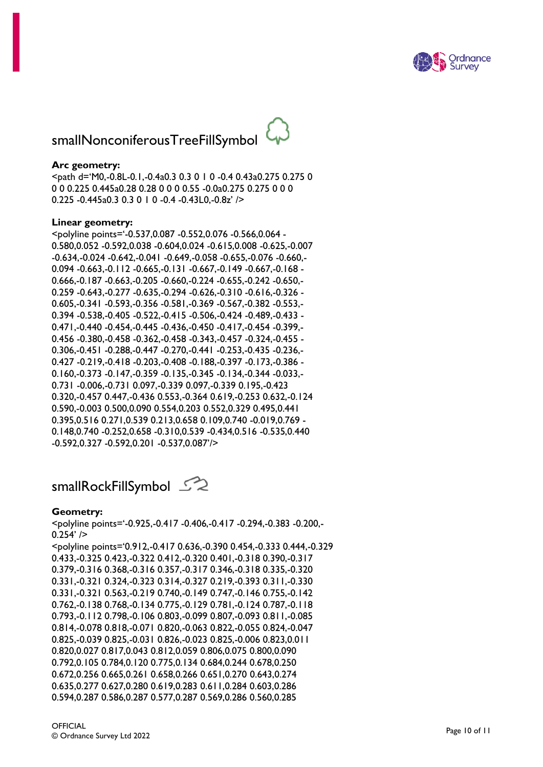## smallNonconiferousTreeFillSymbol

**Arc geometry:**

<path d='M0,-0.8L-0.1,-0.4a0.3 0.3 0 1 0 -0.4 0.43a0.275 0.275 0 0 0 0.225 0.445a0.28 0.28 0 0 0 0.55 -0.0a0.275 0.275 0 0 0 0.225 -0.445a0.3 0.3 0 1 0 -0.4 -0.43L0,-0.8z' />

**Linear geometry:**

<polyline points='-0.537,0.087 -0.552,0.076 -0.566,0.064 -0.580,0.052 -0.592,0.038 -0.604,0.024 -0.615,0.008 -0.625,-0.007 -0.634,-0.024 -0.642,-0.041 -0.649,-0.058 -0.655,-0.076 -0.660,-0.094 -0.663,-0.112 -0.665,-0.131 -0.667,-0.149 -0.667,-0.168 -0.666,-0.187 -0.663,-0.205 -0.660,-0.224 -0.655,-0.242 -0.650,-0.259 -0.643,-0.277 -0.635,-0.294 -0.626,-0.310 -0.616,-0.326 -0.605,-0.341 -0.593,-0.356 -0.581,-0.369 -0.567,-0.382 -0.553,-0.394 -0.538,-0.405 -0.522,-0.415 -0.506,-0.424 -0.489,-0.433 -0.471,-0.440 -0.454,-0.445 -0.436,-0.450 -0.417,-0.454 -0.399,-0.456 -0.380,-0.458 -0.362,-0.458 -0.343,-0.457 -0.324,-0.455 -0.306,-0.451 -0.288,-0.447 -0.270,-0.441 -0.253,-0.435 -0.236,-0.427 -0.219,-0.418 -0.203,-0.408 -0.188,-0.397 -0.173,-0.386 -0.160,-0.373 -0.147,-0.359 -0.135,-0.345 -0.134,-0.344 -0.033,-0.731 -0.006,-0.731 0.097,-0.339 0.097,-0.339 0.195,-0.423 0.320,-0.457 0.447,-0.436 0.553,-0.364 0.619,-0.253 0.632,-0.124 0.590,-0.003 0.500,0.090 0.554,0.203 0.552,0.329 0.495,0.441 0.395,0.516 0.271,0.539 0.213,0.658 0.109,0.740 -0.019,0.769 -0.148,0.740 -0.252,0.658 -0.310,0.539 -0.434,0.516 -0.535,0.440 -0.592,0.327 -0.592,0.201 -0.537,0.087'/>

## smallRockFillSymbol

**Geometry:**

<polyline points='-0.925,-0.417 -0.406,-0.417 -0.294,-0.383 -0.200,-0.254' />
<polyline points='0.912,-0.417 0.636,-0.390 0.454,-0.333 0.444,-0.329 0.433,-0.325 0.423,-0.322 0.412,-0.320 0.401,-0.318 0.390,-0.317 0.379,-0.316 0.368,-0.316 0.357,-0.317 0.346,-0.318 0.335,-0.320 0.331,-0.321 0.324,-0.323 0.314,-0.327 0.219,-0.393 0.311,-0.330 0.331,-0.321 0.563,-0.219 0.740,-0.149 0.747,-0.146 0.755,-0.142 0.762,-0.138 0.768,-0.134 0.775,-0.129 0.781,-0.124 0.787,-0.118 0.793,-0.112 0.798,-0.106 0.803,-0.099 0.807,-0.093 0.811,-0.085 0.814,-0.078 0.818,-0.071 0.820,-0.063 0.822,-0.055 0.824,-0.047 0.825,-0.039 0.825,-0.031 0.826,-0.023 0.825,-0.006 0.823,0.011 0.820,0.027 0.817,0.043 0.812,0.059 0.806,0.075 0.800,0.090 0.792,0.105 0.784,0.120 0.775,0.134 0.684,0.244 0.678,0.250 0.672,0.256 0.665,0.261 0.658,0.266 0.651,0.270 0.643,0.274 0.635,0.277 0.627,0.280 0.619,0.283 0.611,0.284 0.603,0.286 0.594,0.287 0.586,0.287 0.577,0.287 0.569,0.286 0.560,0.285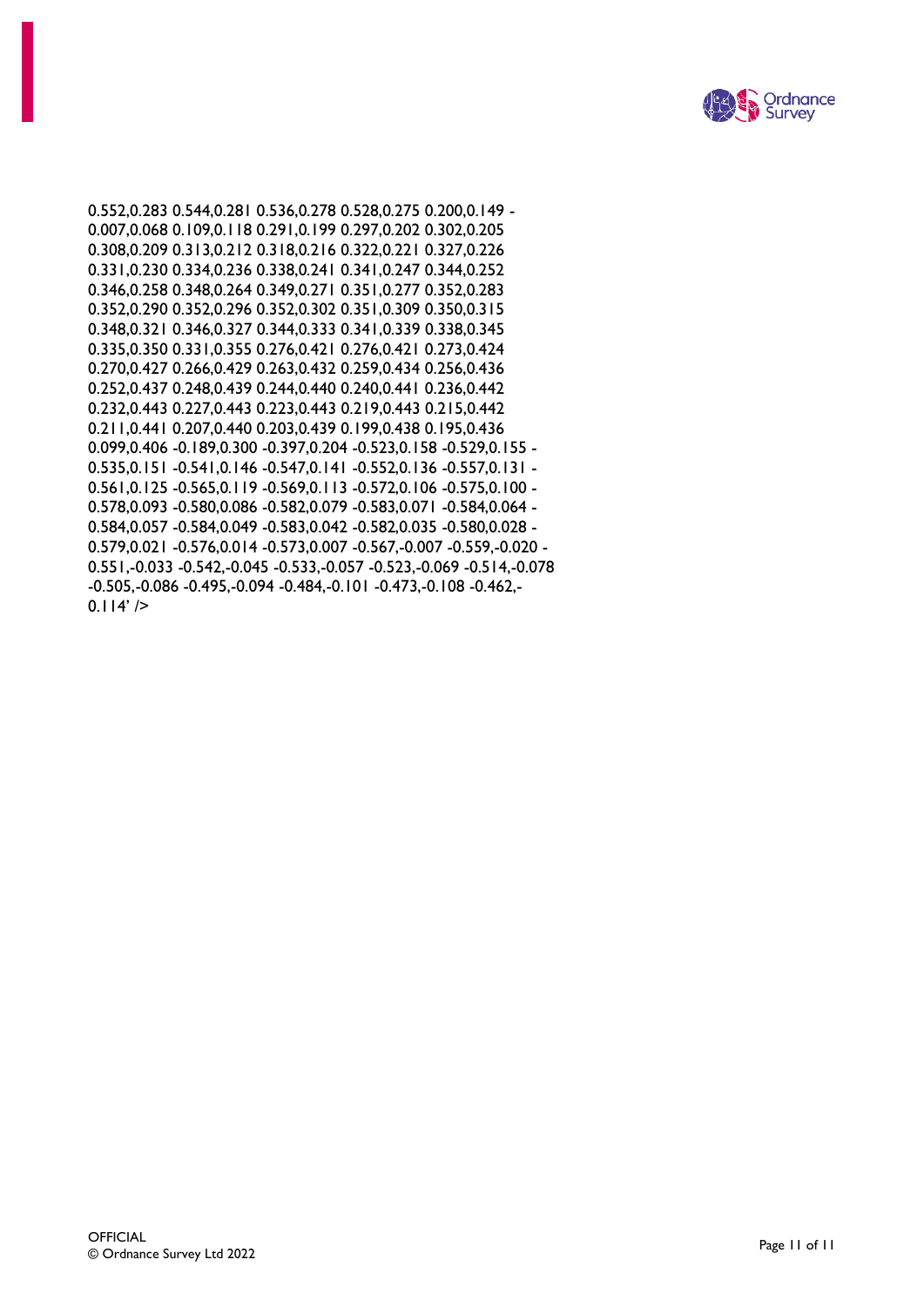0.552,0.283 0.544,0.281 0.536,0.278 0.528,0.275 0.200,0.149 -0.007,0.068 0.109,0.118 0.291,0.199 0.297,0.202 0.302,0.205 0.308,0.209 0.313,0.212 0.318,0.216 0.322,0.221 0.327,0.226 0.331,0.230 0.334,0.236 0.338,0.241 0.341,0.247 0.344,0.252 0.346,0.258 0.348,0.264 0.349,0.271 0.351,0.277 0.352,0.283 0.352,0.290 0.352,0.296 0.352,0.302 0.351,0.309 0.350,0.315 0.348,0.321 0.346,0.327 0.344,0.333 0.341,0.339 0.338,0.345 0.335,0.350 0.331,0.355 0.276,0.421 0.276,0.421 0.273,0.424 0.270,0.427 0.266,0.429 0.263,0.432 0.259,0.434 0.256,0.436 0.252,0.437 0.248,0.439 0.244,0.440 0.240,0.441 0.236,0.442 0.232,0.443 0.227,0.443 0.223,0.443 0.219,0.443 0.215,0.442 0.211,0.441 0.207,0.440 0.203,0.439 0.199,0.438 0.195,0.436 0.099,0.406 -0.189,0.300 -0.397,0.204 -0.523,0.158 -0.529,0.155 -0.535,0.151 -0.541,0.146 -0.547,0.141 -0.552,0.136 -0.557,0.131 -0.561,0.125 -0.565,0.119 -0.569,0.113 -0.572,0.106 -0.575,0.100 -0.578,0.093 -0.580,0.086 -0.582,0.079 -0.583,0.071 -0.584,0.064 -0.584,0.057 -0.584,0.049 -0.583,0.042 -0.582,0.035 -0.580,0.028 -0.579,0.021 -0.576,0.014 -0.573,0.007 -0.567,-0.007 -0.559,-0.020 -0.551,-0.033 -0.542,-0.045 -0.533,-0.057 -0.523,-0.069 -0.514,-0.078 -0.505,-0.086 -0.495,-0.094 -0.484,-0.101 -0.473,-0.108 -0.462,-0.114' />

OFFICIAL
© Ordnance Survey Ltd 2022